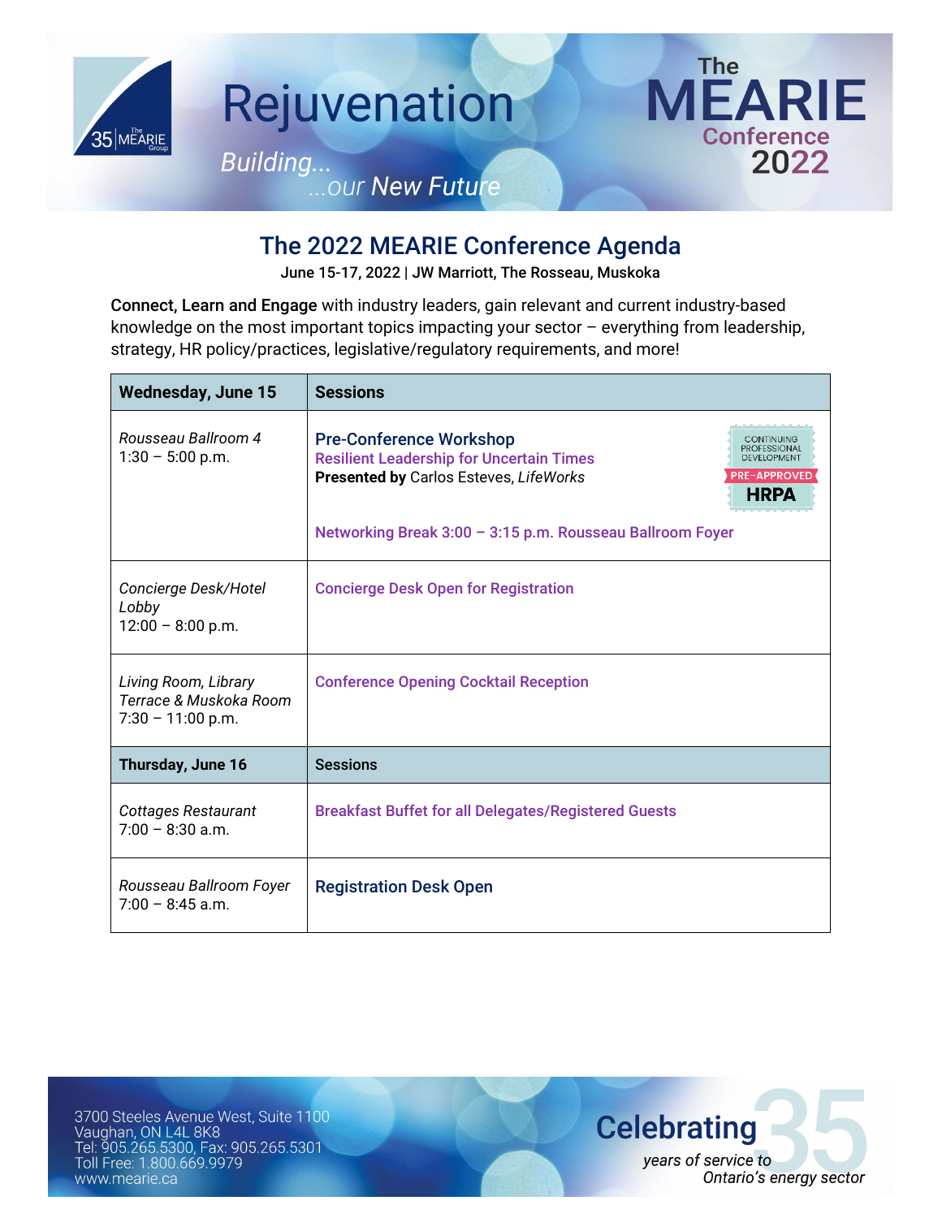# Rejuvenation

*Building...*
*...our New Future*

The MEARIE Conference 2022

## The 2022 MEARIE Conference Agenda

**June 15-17, 2022 | JW Marriott, The Rosseau, Muskoka**

**Connect, Learn and Engage** with industry leaders, gain relevant and current industry-based knowledge on the most important topics impacting your sector – everything from leadership, strategy, HR policy/practices, legislative/regulatory requirements, and more!

| Wednesday, June 15 | Sessions |
|---|---|
| *Rousseau Ballroom 4*<br>1:30 – 5:00 p.m. | **Pre-Conference Workshop**<br>**Resilient Leadership for Uncertain Times**<br>**Presented by** Carlos Esteves, *LifeWorks*<br>CONTINUING PROFESSIONAL DEVELOPMENT PRE-APPROVED HRPA<br><br>**Networking Break 3:00 – 3:15 p.m. Rousseau Ballroom Foyer** |
| *Concierge Desk/Hotel Lobby*<br>12:00 – 8:00 p.m. | **Concierge Desk Open for Registration** |
| *Living Room, Library Terrace & Muskoka Room*<br>7:30 – 11:00 p.m. | **Conference Opening Cocktail Reception** |
| **Thursday, June 16** | **Sessions** |
| *Cottages Restaurant*<br>7:00 – 8:30 a.m. | **Breakfast Buffet for all Delegates/Registered Guests** |
| *Rousseau Ballroom Foyer*<br>7:00 – 8:45 a.m. | **Registration Desk Open** |

3700 Steeles Avenue West, Suite 1100
Vaughan, ON L4L 8K8
Tel: 905.265.5300, Fax: 905.265.5301
Toll Free: 1.800.669.9979
www.mearie.ca

**Celebrating 35** *years of service to Ontario's energy sector*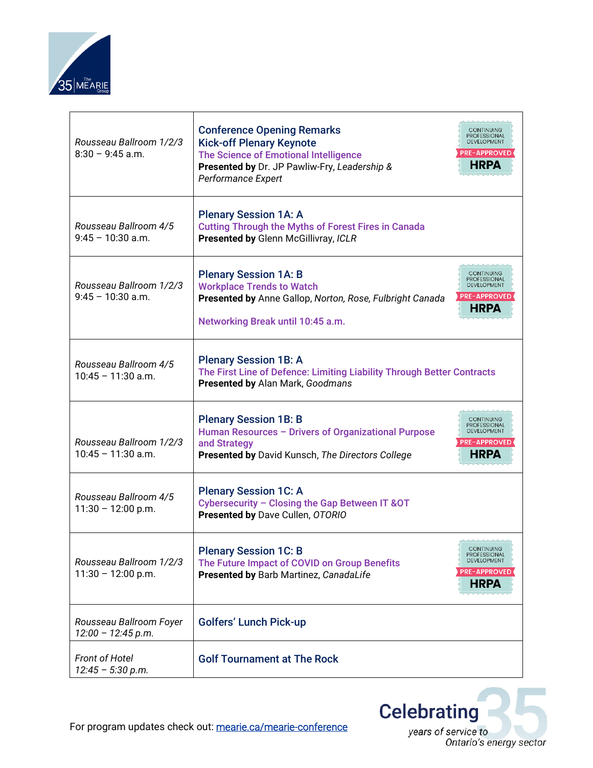| Location / Time | Session |
|---|---|
| *Rousseau Ballroom 1/2/3*<br>8:30 – 9:45 a.m. | **Conference Opening Remarks**<br>**Kick-off Plenary Keynote**<br>**The Science of Emotional Intelligence**<br>**Presented by** Dr. JP Pawliw-Fry, *Leadership & Performance Expert*<br>CONTINUING PROFESSIONAL DEVELOPMENT PRE-APPROVED HRPA |
| *Rousseau Ballroom 4/5*<br>9:45 – 10:30 a.m. | **Plenary Session 1A: A**<br>**Cutting Through the Myths of Forest Fires in Canada**<br>**Presented by** Glenn McGillivray, *ICLR* |
| *Rousseau Ballroom 1/2/3*<br>9:45 – 10:30 a.m. | **Plenary Session 1A: B**<br>**Workplace Trends to Watch**<br>**Presented by** Anne Gallop, *Norton, Rose, Fulbright Canada*<br>CONTINUING PROFESSIONAL DEVELOPMENT PRE-APPROVED HRPA<br><br>**Networking Break until 10:45 a.m.** |
| *Rousseau Ballroom 4/5*<br>10:45 – 11:30 a.m. | **Plenary Session 1B: A**<br>**The First Line of Defence: Limiting Liability Through Better Contracts**<br>**Presented by** Alan Mark, *Goodmans* |
| *Rousseau Ballroom 1/2/3*<br>10:45 – 11:30 a.m. | **Plenary Session 1B: B**<br>**Human Resources – Drivers of Organizational Purpose and Strategy**<br>**Presented by** David Kunsch, *The Directors College*<br>CONTINUING PROFESSIONAL DEVELOPMENT PRE-APPROVED HRPA |
| *Rousseau Ballroom 4/5*<br>11:30 – 12:00 p.m. | **Plenary Session 1C: A**<br>**Cybersecurity – Closing the Gap Between IT &OT**<br>**Presented by** Dave Cullen, *OTORIO* |
| *Rousseau Ballroom 1/2/3*<br>11:30 – 12:00 p.m. | **Plenary Session 1C: B**<br>**The Future Impact of COVID on Group Benefits**<br>**Presented by** Barb Martinez, *CanadaLife*<br>CONTINUING PROFESSIONAL DEVELOPMENT PRE-APPROVED HRPA |
| *Rousseau Ballroom Foyer*<br>*12:00 – 12:45 p.m.* | **Golfers' Lunch Pick-up** |
| *Front of Hotel*<br>*12:45 – 5:30 p.m.* | **Golf Tournament at The Rock** |

For program updates check out: [mearie.ca/mearie-conference](mearie.ca/mearie-conference)

Celebrating 35 *years of service to Ontario's energy sector*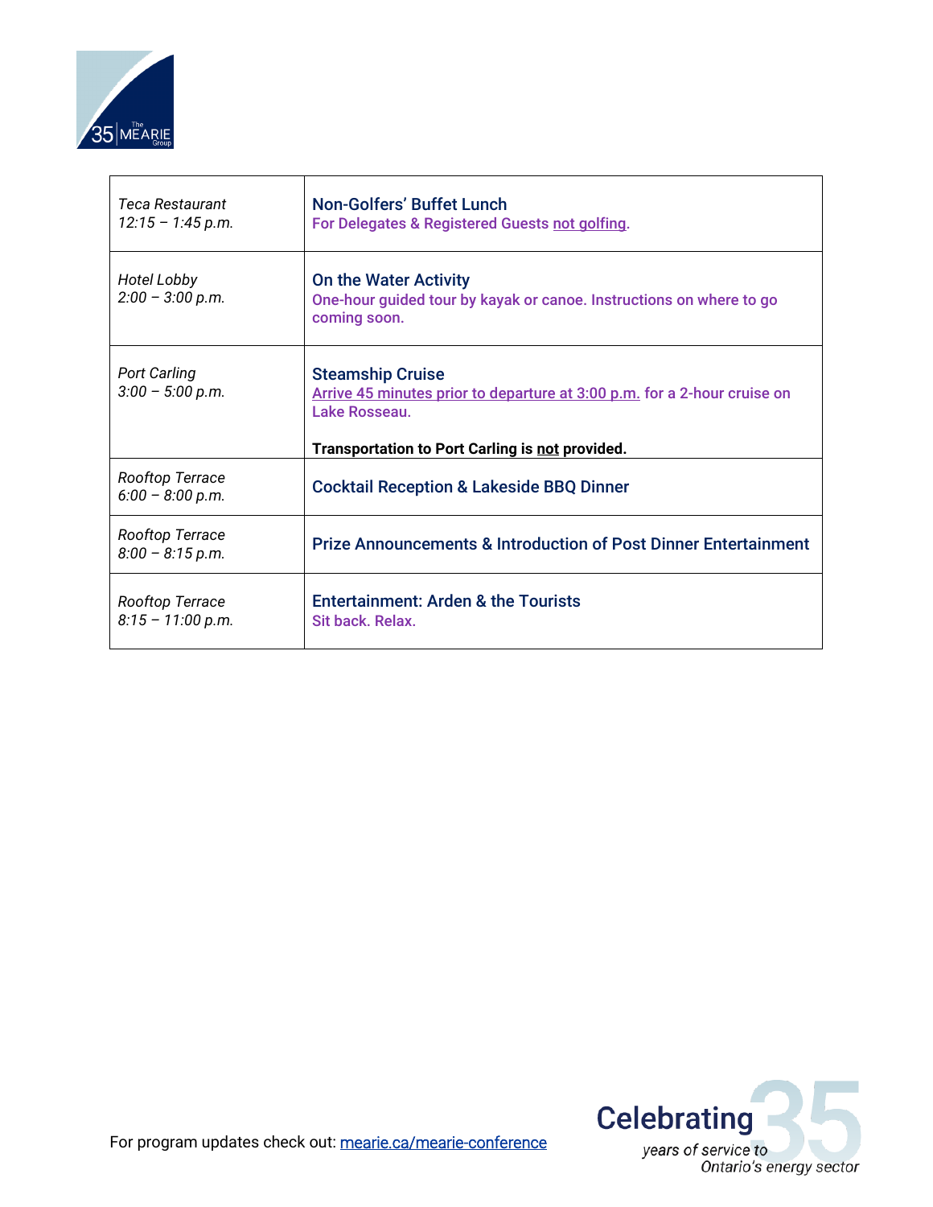| | |
|---|---|
| *Teca Restaurant*<br>*12:15 – 1:45 p.m.* | **Non-Golfers' Buffet Lunch**<br>**For Delegates & Registered Guests not golfing.** |
| *Hotel Lobby*<br>*2:00 – 3:00 p.m.* | **On the Water Activity**<br>**One-hour guided tour by kayak or canoe. Instructions on where to go coming soon.** |
| *Port Carling*<br>*3:00 – 5:00 p.m.* | **Steamship Cruise**<br>**Arrive 45 minutes prior to departure at 3:00 p.m. for a 2-hour cruise on Lake Rosseau.**<br><br>**Transportation to Port Carling is not provided.** |
| *Rooftop Terrace*<br>*6:00 – 8:00 p.m.* | **Cocktail Reception & Lakeside BBQ Dinner** |
| *Rooftop Terrace*<br>*8:00 – 8:15 p.m.* | **Prize Announcements & Introduction of Post Dinner Entertainment** |
| *Rooftop Terrace*<br>*8:15 – 11:00 p.m.* | **Entertainment: Arden & the Tourists**<br>**Sit back. Relax.** |

For program updates check out: mearie.ca/mearie-conference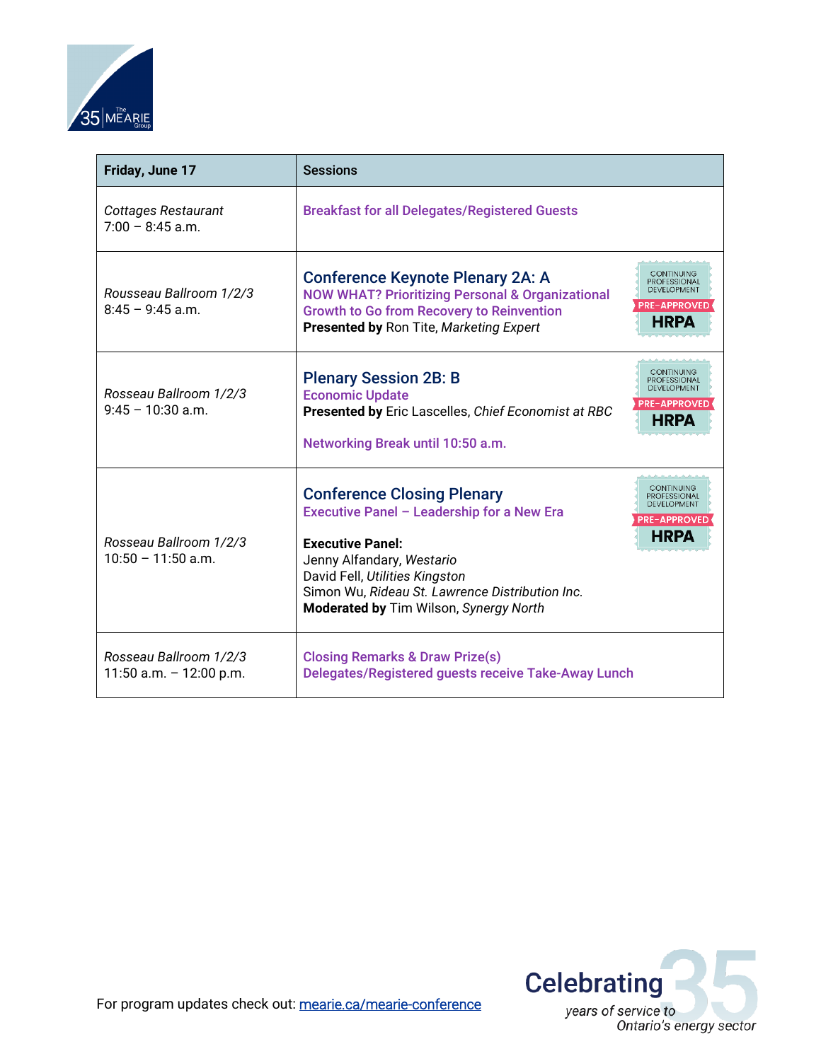| Friday, June 17 | Sessions |
|---|---|
| *Cottages Restaurant* 7:00 – 8:45 a.m. | Breakfast for all Delegates/Registered Guests |
| *Rousseau Ballroom 1/2/3* 8:45 – 9:45 a.m. | **Conference Keynote Plenary 2A: A** NOW WHAT? Prioritizing Personal & Organizational Growth to Go from Recovery to Reinvention **Presented by** Ron Tite, *Marketing Expert* CONTINUING PROFESSIONAL DEVELOPMENT PRE-APPROVED HRPA |
| *Rosseau Ballroom 1/2/3* 9:45 – 10:30 a.m. | **Plenary Session 2B: B** Economic Update **Presented by** Eric Lascelles, *Chief Economist at RBC* CONTINUING PROFESSIONAL DEVELOPMENT PRE-APPROVED HRPA Networking Break until 10:50 a.m. |
| *Rosseau Ballroom 1/2/3* 10:50 – 11:50 a.m. | **Conference Closing Plenary** Executive Panel – Leadership for a New Era CONTINUING PROFESSIONAL DEVELOPMENT PRE-APPROVED HRPA **Executive Panel:** Jenny Alfandary, *Westario* David Fell, *Utilities Kingston* Simon Wu, *Rideau St. Lawrence Distribution Inc.* **Moderated by** Tim Wilson, *Synergy North* |
| *Rosseau Ballroom 1/2/3* 11:50 a.m. – 12:00 p.m. | Closing Remarks & Draw Prize(s) Delegates/Registered guests receive Take-Away Lunch |

For program updates check out: mearie.ca/mearie-conference

Celebrating 35 years of service to Ontario's energy sector